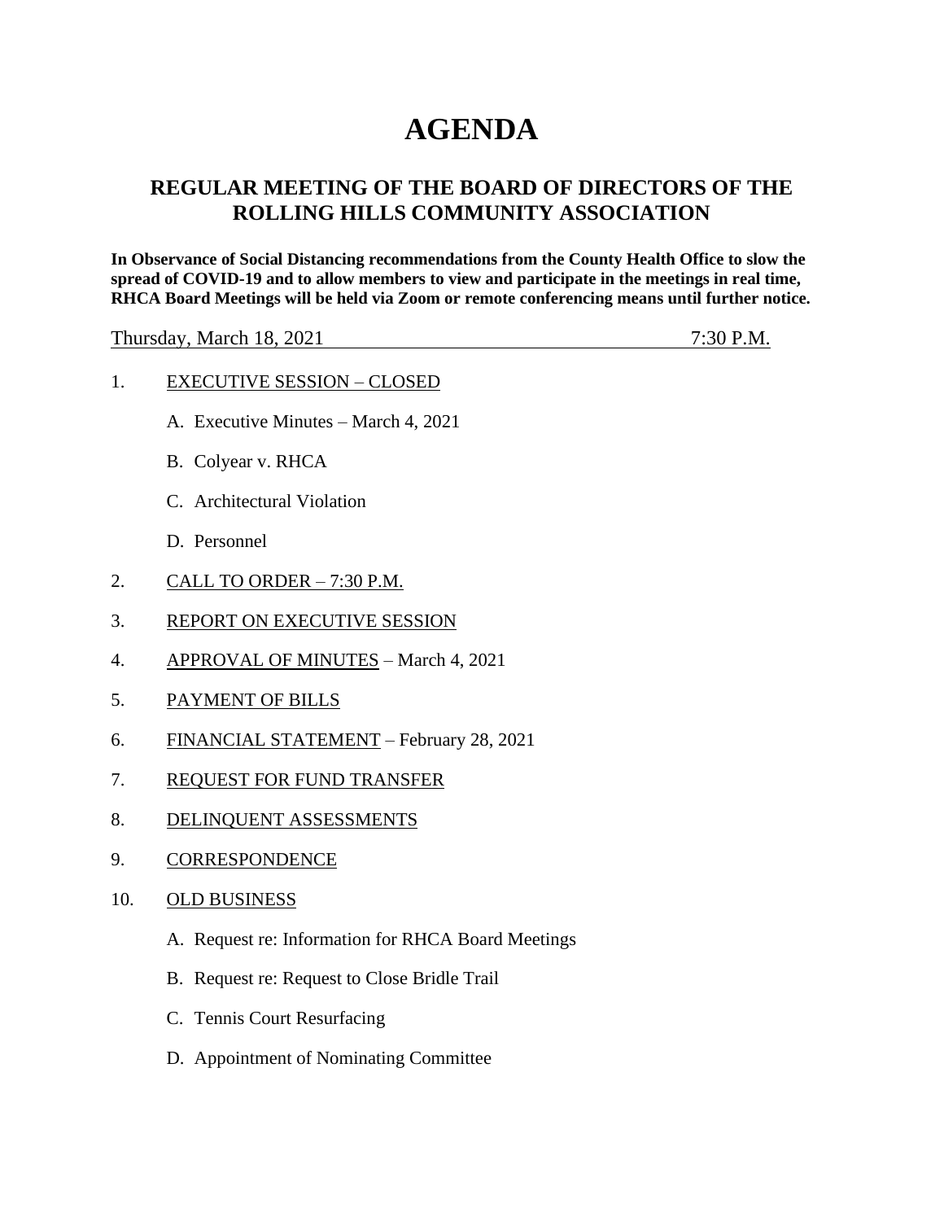# AGENDA

## REGULAR MEETING OF THE BOARD OF DIRECTORS OF THE ROLLING HILLS COMMUNITY ASSOCIATION

**In Observance of Social Distancing recommendations from the County Health Office to slow the spread of COVID-19 and to allow members to view and participate in the meetings in real time, RHCA Board Meetings will be held via Zoom or remote conferencing means until further notice.**

Thursday, March 18, 2021 7:30 P.M.

1. EXECUTIVE SESSION – CLOSED

   A. Executive Minutes – March 4, 2021

   B. Colyear v. RHCA

   C. Architectural Violation

   D. Personnel

2. CALL TO ORDER – 7:30 P.M.

3. REPORT ON EXECUTIVE SESSION

4. APPROVAL OF MINUTES – March 4, 2021

5. PAYMENT OF BILLS

6. FINANCIAL STATEMENT – February 28, 2021

7. REQUEST FOR FUND TRANSFER

8. DELINQUENT ASSESSMENTS

9. CORRESPONDENCE

10. OLD BUSINESS

    A. Request re: Information for RHCA Board Meetings

    B. Request re: Request to Close Bridle Trail

    C. Tennis Court Resurfacing

    D. Appointment of Nominating Committee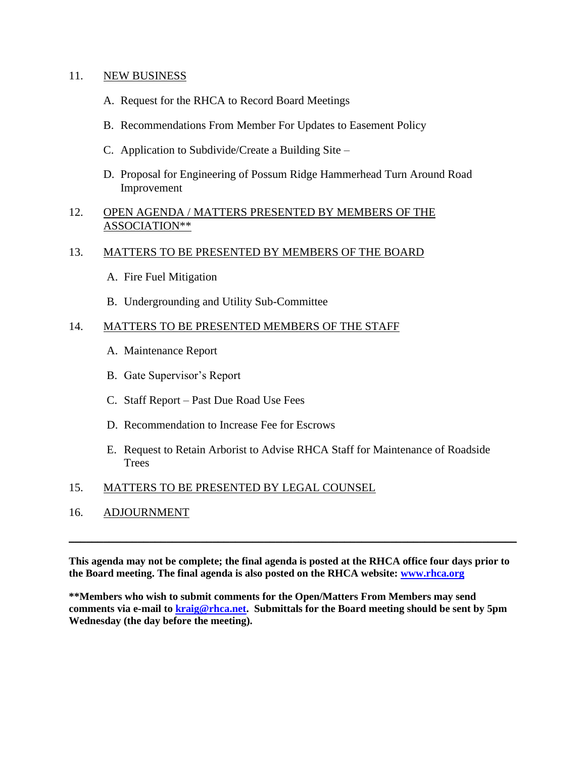11. NEW BUSINESS

    A. Request for the RHCA to Record Board Meetings

    B. Recommendations From Member For Updates to Easement Policy

    C. Application to Subdivide/Create a Building Site –

    D. Proposal for Engineering of Possum Ridge Hammerhead Turn Around Road Improvement

12. OPEN AGENDA / MATTERS PRESENTED BY MEMBERS OF THE ASSOCIATION**

13. MATTERS TO BE PRESENTED BY MEMBERS OF THE BOARD

    A. Fire Fuel Mitigation

    B. Undergrounding and Utility Sub-Committee

14. MATTERS TO BE PRESENTED MEMBERS OF THE STAFF

    A. Maintenance Report

    B. Gate Supervisor's Report

    C. Staff Report – Past Due Road Use Fees

    D. Recommendation to Increase Fee for Escrows

    E. Request to Retain Arborist to Advise RHCA Staff for Maintenance of Roadside Trees

15. MATTERS TO BE PRESENTED BY LEGAL COUNSEL

16. ADJOURNMENT

---

**This agenda may not be complete; the final agenda is posted at the RHCA office four days prior to the Board meeting. The final agenda is also posted on the RHCA website: [www.rhca.org](www.rhca.org)**

****Members who wish to submit comments for the Open/Matters From Members may send comments via e-mail to [kraig@rhca.net](mailto:kraig@rhca.net). Submittals for the Board meeting should be sent by 5pm Wednesday (the day before the meeting).**